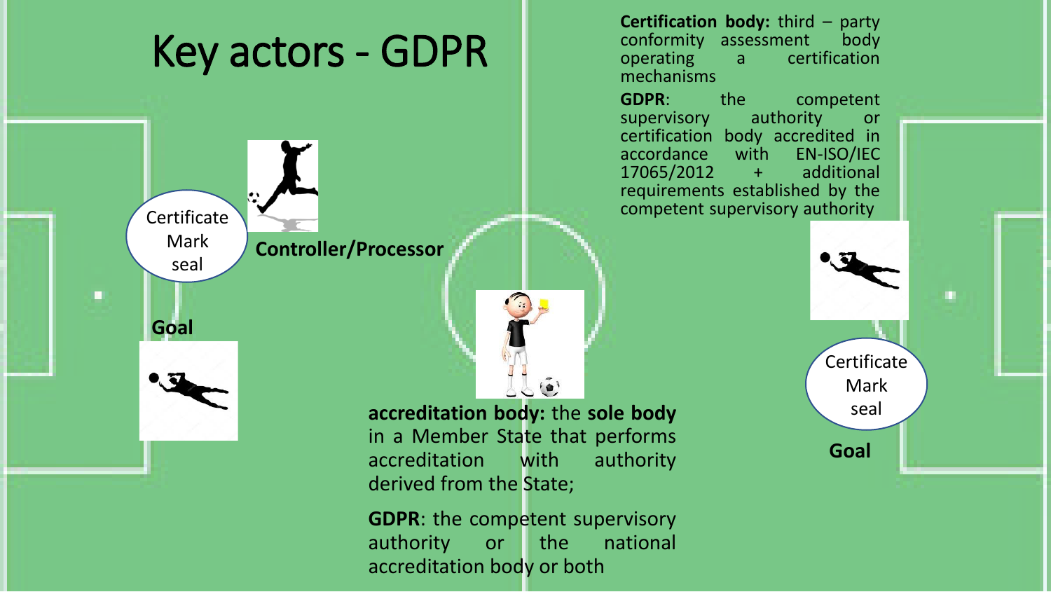# Key actors - GDPR

**Certification body:** third – party conformity assessment body operating a certification mechanisms

**GDPR**: the competent supervisory authority or certification body accredited in accordance with EN-ISO/IEC 17065/2012 + additional requirements established by the competent supervisory authority

Certificate Mark seal

**Controller/Processor**

**Goal**

Certificate Mark seal

**Goal**

**accreditation body:** the **sole body** in a Member State that performs accreditation with authority derived from the State;

**GDPR**: the competent supervisory authority or the national accreditation body or both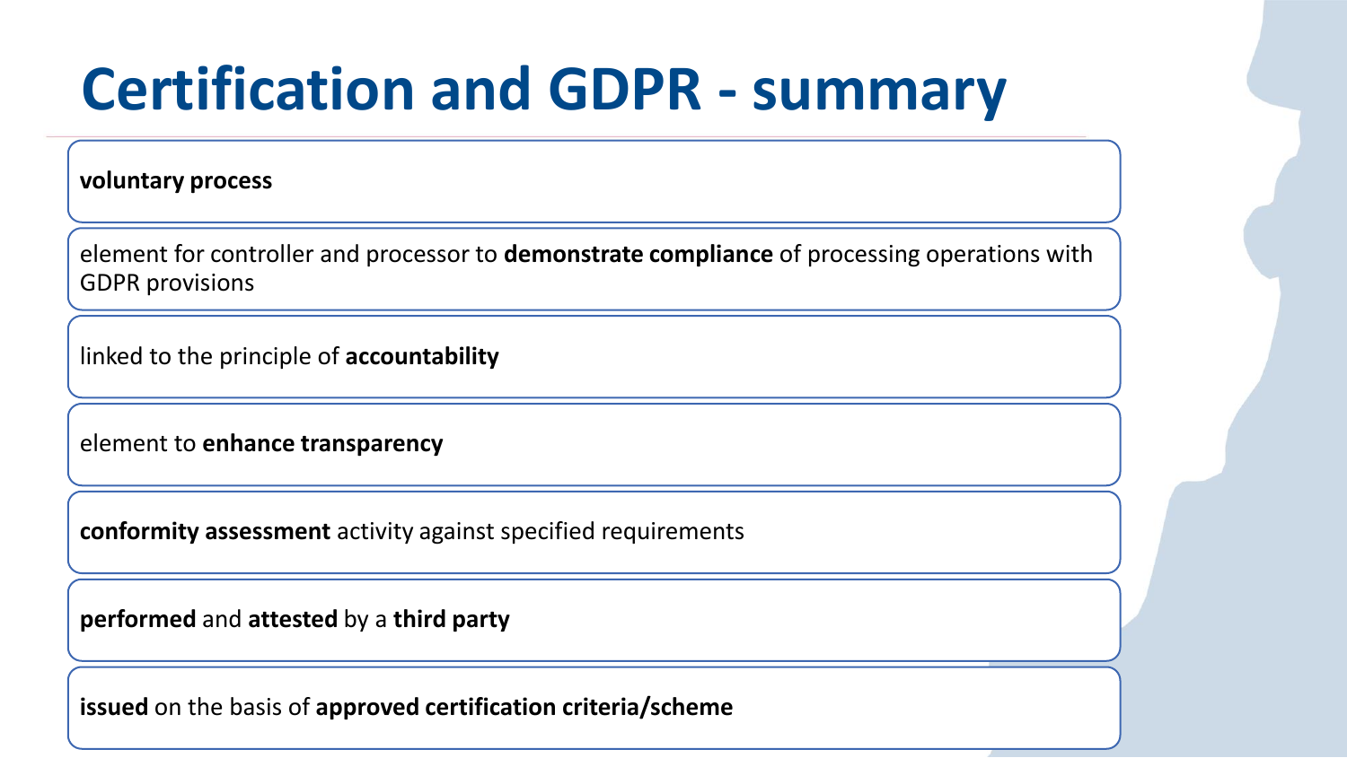# Certification and GDPR - summary

- **voluntary process**
- element for controller and processor to **demonstrate compliance** of processing operations with GDPR provisions
- linked to the principle of **accountability**
- element to **enhance transparency**
- **conformity assessment** activity against specified requirements
- **performed** and **attested** by a **third party**
- **issued** on the basis of **approved certification criteria/scheme**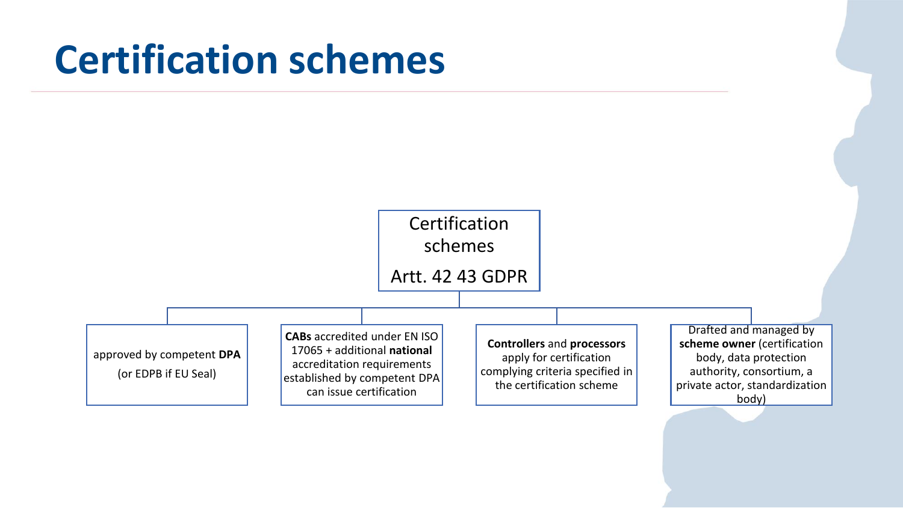# Certification schemes

**Certification schemes**

**Artt. 42 43 GDPR**

- approved by competent **DPA** (or EDPB if EU Seal)
- **CABs** accredited under EN ISO 17065 + additional **national** accreditation requirements established by competent DPA can issue certification
- **Controllers** and **processors** apply for certification complying criteria specified in the certification scheme
- Drafted and managed by **scheme owner** (certification body, data protection authority, consortium, a private actor, standardization body)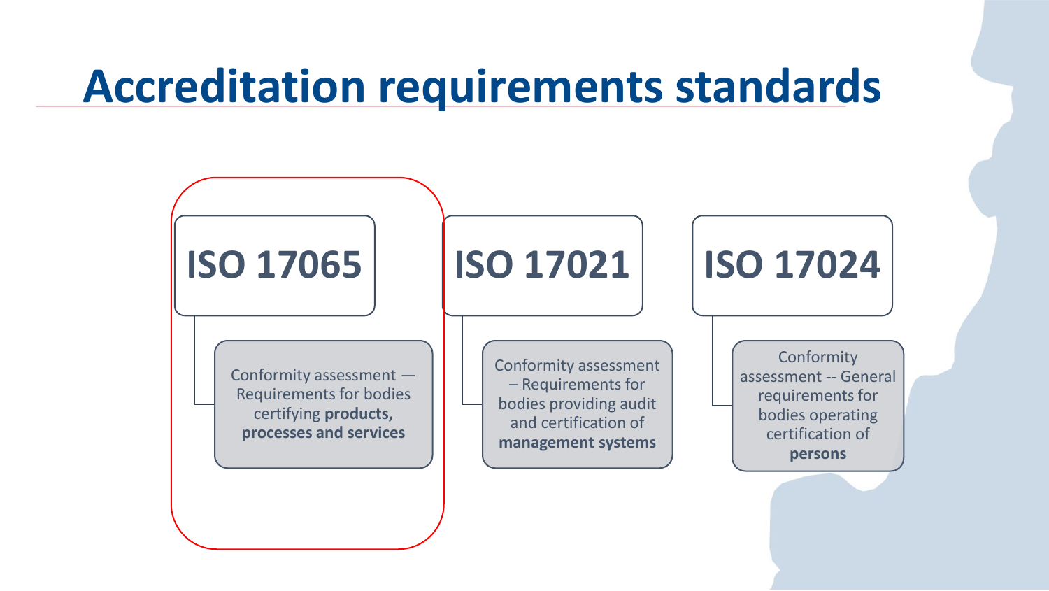# Accreditation requirements standards

## ISO 17065

Conformity assessment — Requirements for bodies certifying **products, processes and services**

## ISO 17021

Conformity assessment – Requirements for bodies providing audit and certification of **management systems**

## ISO 17024

Conformity assessment -- General requirements for bodies operating certification of **persons**